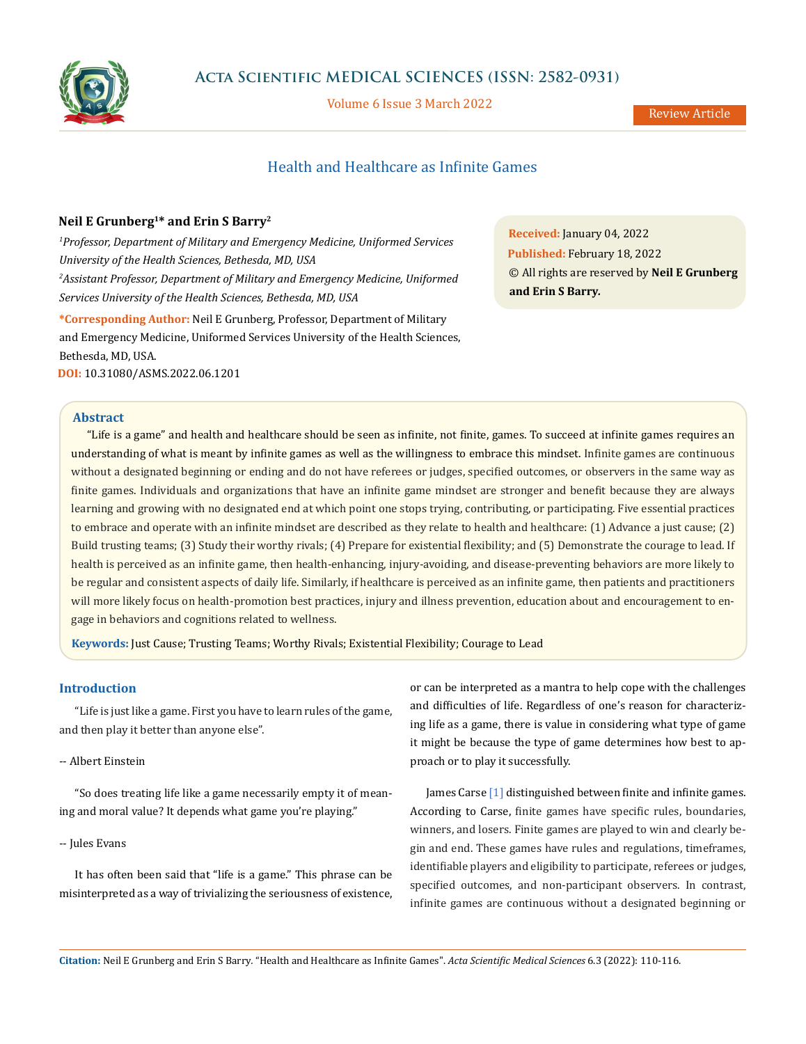# Health and Healthcare as Infinite Games

**Neil E Grunberg[1]* and Erin S Barry[2]**

[1]*Professor, Department of Military and Emergency Medicine, Uniformed Services University of the Health Sciences, Bethesda, MD, USA*

[2]*Assistant Professor, Department of Military and Emergency Medicine, Uniformed Services University of the Health Sciences, Bethesda, MD, USA*

**\*Corresponding Author:** Neil E Grunberg, Professor, Department of Military and Emergency Medicine, Uniformed Services University of the Health Sciences, Bethesda, MD, USA.

**DOI:** 10.31080/ASMS.2022.06.1201

**Received:** January 04, 2022
**Published:** February 18, 2022
© All rights are reserved by **Neil E Grunberg and Erin S Barry.**

## Abstract

"Life is a game" and health and healthcare should be seen as infinite, not finite, games. To succeed at infinite games requires an understanding of what is meant by infinite games as well as the willingness to embrace this mindset. Infinite games are continuous without a designated beginning or ending and do not have referees or judges, specified outcomes, or observers in the same way as finite games. Individuals and organizations that have an infinite game mindset are stronger and benefit because they are always learning and growing with no designated end at which point one stops trying, contributing, or participating. Five essential practices to embrace and operate with an infinite mindset are described as they relate to health and healthcare: (1) Advance a just cause; (2) Build trusting teams; (3) Study their worthy rivals; (4) Prepare for existential flexibility; and (5) Demonstrate the courage to lead. If health is perceived as an infinite game, then health-enhancing, injury-avoiding, and disease-preventing behaviors are more likely to be regular and consistent aspects of daily life. Similarly, if healthcare is perceived as an infinite game, then patients and practitioners will more likely focus on health-promotion best practices, injury and illness prevention, education about and encouragement to engage in behaviors and cognitions related to wellness.

**Keywords:** Just Cause; Trusting Teams; Worthy Rivals; Existential Flexibility; Courage to Lead

## Introduction

"Life is just like a game. First you have to learn rules of the game, and then play it better than anyone else".

-- Albert Einstein

"So does treating life like a game necessarily empty it of meaning and moral value? It depends what game you're playing."

-- Jules Evans

It has often been said that "life is a game." This phrase can be misinterpreted as a way of trivializing the seriousness of existence, or can be interpreted as a mantra to help cope with the challenges and difficulties of life. Regardless of one's reason for characterizing life as a game, there is value in considering what type of game it might be because the type of game determines how best to approach or to play it successfully.

James Carse [1] distinguished between finite and infinite games. According to Carse, finite games have specific rules, boundaries, winners, and losers. Finite games are played to win and clearly begin and end. These games have rules and regulations, timeframes, identifiable players and eligibility to participate, referees or judges, specified outcomes, and non-participant observers. In contrast, infinite games are continuous without a designated beginning or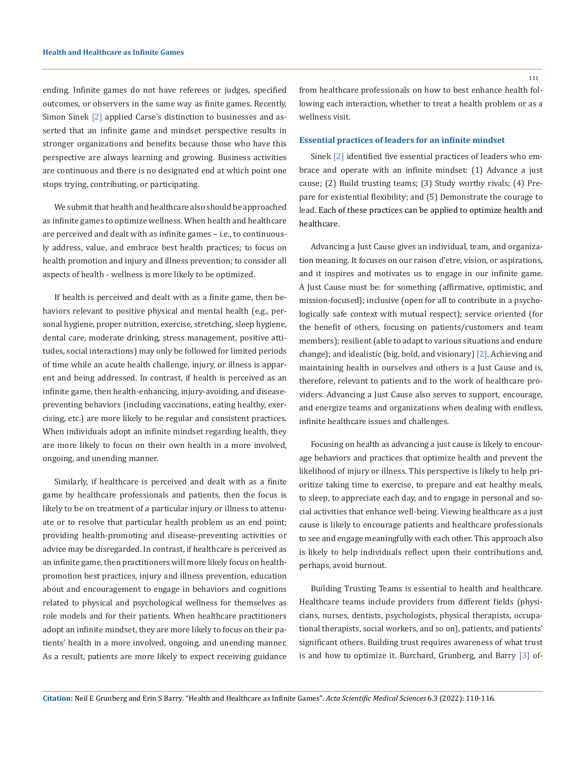ending. Infinite games do not have referees or judges, specified outcomes, or observers in the same way as finite games. Recently, Simon Sinek [2] applied Carse's distinction to businesses and asserted that an infinite game and mindset perspective results in stronger organizations and benefits because those who have this perspective are always learning and growing. Business activities are continuous and there is no designated end at which point one stops trying, contributing, or participating.

We submit that health and healthcare also should be approached as infinite games to optimize wellness. When health and healthcare are perceived and dealt with as infinite games – i.e., to continuously address, value, and embrace best health practices; to focus on health promotion and injury and illness prevention; to consider all aspects of health - wellness is more likely to be optimized.

If health is perceived and dealt with as a finite game, then behaviors relevant to positive physical and mental health (e.g., personal hygiene, proper nutrition, exercise, stretching, sleep hygiene, dental care, moderate drinking, stress management, positive attitudes, social interactions) may only be followed for limited periods of time while an acute health challenge, injury, or illness is apparent and being addressed. In contrast, if health is perceived as an infinite game, then health-enhancing, injury-avoiding, and disease-preventing behaviors (including vaccinations, eating healthy, exercising, etc.) are more likely to be regular and consistent practices. When individuals adopt an infinite mindset regarding health, they are more likely to focus on their own health in a more involved, ongoing, and unending manner.

Similarly, if healthcare is perceived and dealt with as a finite game by healthcare professionals and patients, then the focus is likely to be on treatment of a particular injury or illness to attenuate or to resolve that particular health problem as an end point; providing health-promoting and disease-preventing activities or advice may be disregarded. In contrast, if healthcare is perceived as an infinite game, then practitioners will more likely focus on health-promotion best practices, injury and illness prevention, education about and encouragement to engage in behaviors and cognitions related to physical and psychological wellness for themselves as role models and for their patients. When healthcare practitioners adopt an infinite mindset, they are more likely to focus on their patients' health in a more involved, ongoing, and unending manner. As a result, patients are more likely to expect receiving guidance from healthcare professionals on how to best enhance health following each interaction, whether to treat a health problem or as a wellness visit.

### Essential practices of leaders for an infinite mindset

Sinek [2] identified five essential practices of leaders who embrace and operate with an infinite mindset: (1) Advance a just cause; (2) Build trusting teams; (3) Study worthy rivals; (4) Prepare for existential flexibility; and (5) Demonstrate the courage to lead. Each of these practices can be applied to optimize health and healthcare.

Advancing a Just Cause gives an individual, team, and organization meaning. It focuses on our raison d'etre, vision, or aspirations, and it inspires and motivates us to engage in our infinite game. A Just Cause must be: for something (affirmative, optimistic, and mission-focused); inclusive (open for all to contribute in a psychologically safe context with mutual respect); service oriented (for the benefit of others, focusing on patients/customers and team members); resilient (able to adapt to various situations and endure change); and idealistic (big, bold, and visionary) [2]. Achieving and maintaining health in ourselves and others is a Just Cause and is, therefore, relevant to patients and to the work of healthcare providers. Advancing a Just Cause also serves to support, encourage, and energize teams and organizations when dealing with endless, infinite healthcare issues and challenges.

Focusing on health as advancing a just cause is likely to encourage behaviors and practices that optimize health and prevent the likelihood of injury or illness. This perspective is likely to help prioritize taking time to exercise, to prepare and eat healthy meals, to sleep, to appreciate each day, and to engage in personal and social activities that enhance well-being. Viewing healthcare as a just cause is likely to encourage patients and healthcare professionals to see and engage meaningfully with each other. This approach also is likely to help individuals reflect upon their contributions and, perhaps, avoid burnout.

Building Trusting Teams is essential to health and healthcare. Healthcare teams include providers from different fields (physicians, nurses, dentists, psychologists, physical therapists, occupational therapists, social workers, and so on), patients, and patients' significant others. Building trust requires awareness of what trust is and how to optimize it. Burchard, Grunberg, and Barry [3] of-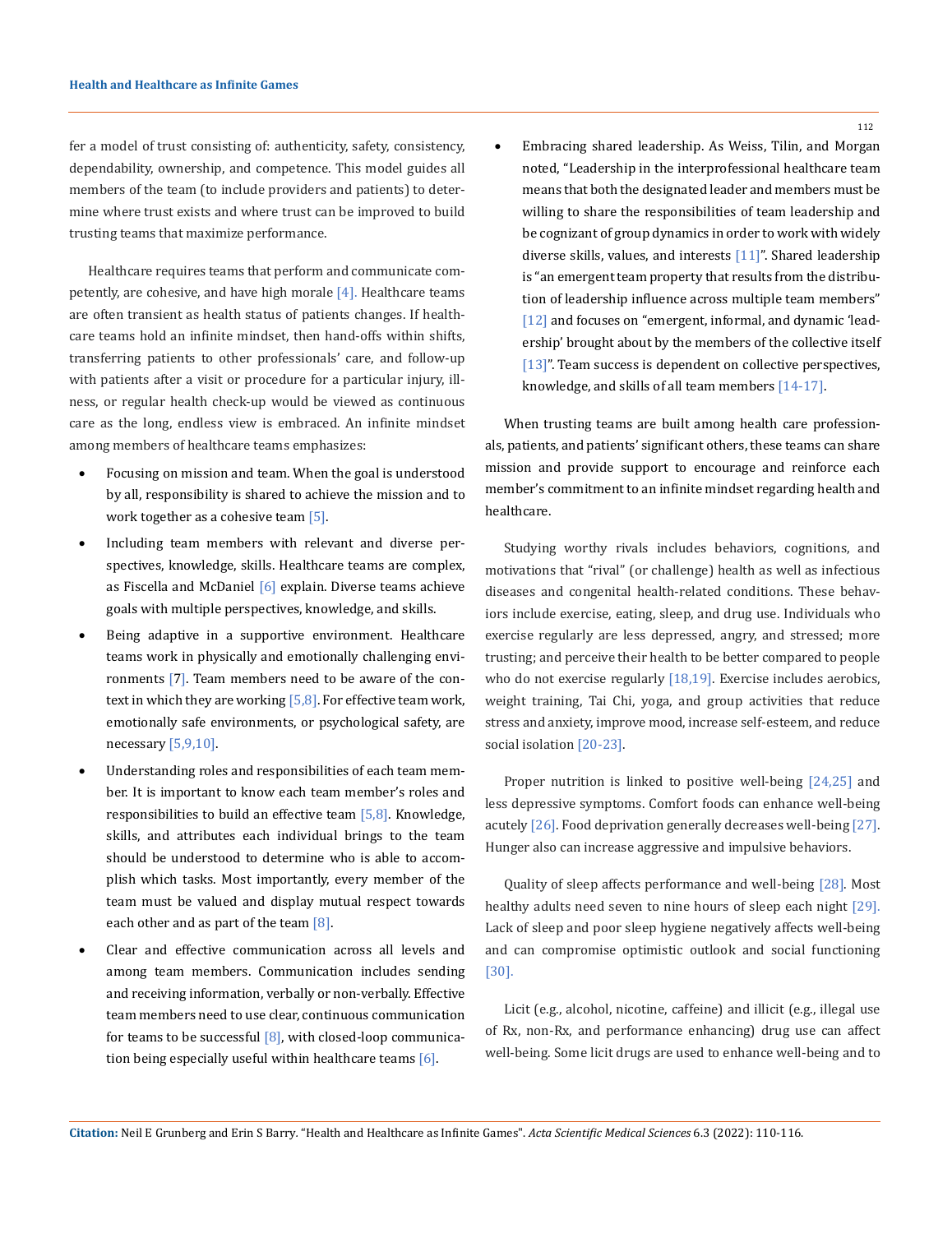fer a model of trust consisting of: authenticity, safety, consistency, dependability, ownership, and competence. This model guides all members of the team (to include providers and patients) to determine where trust exists and where trust can be improved to build trusting teams that maximize performance.

Healthcare requires teams that perform and communicate competently, are cohesive, and have high morale [4]. Healthcare teams are often transient as health status of patients changes. If healthcare teams hold an infinite mindset, then hand-offs within shifts, transferring patients to other professionals' care, and follow-up with patients after a visit or procedure for a particular injury, illness, or regular health check-up would be viewed as continuous care as the long, endless view is embraced. An infinite mindset among members of healthcare teams emphasizes:

- Focusing on mission and team. When the goal is understood by all, responsibility is shared to achieve the mission and to work together as a cohesive team [5].
- Including team members with relevant and diverse perspectives, knowledge, skills. Healthcare teams are complex, as Fiscella and McDaniel [6] explain. Diverse teams achieve goals with multiple perspectives, knowledge, and skills.
- Being adaptive in a supportive environment. Healthcare teams work in physically and emotionally challenging environments [7]. Team members need to be aware of the context in which they are working [5,8]. For effective team work, emotionally safe environments, or psychological safety, are necessary [5,9,10].
- Understanding roles and responsibilities of each team member. It is important to know each team member's roles and responsibilities to build an effective team [5,8]. Knowledge, skills, and attributes each individual brings to the team should be understood to determine who is able to accomplish which tasks. Most importantly, every member of the team must be valued and display mutual respect towards each other and as part of the team [8].
- Clear and effective communication across all levels and among team members. Communication includes sending and receiving information, verbally or non-verbally. Effective team members need to use clear, continuous communication for teams to be successful [8], with closed-loop communication being especially useful within healthcare teams [6].
- Embracing shared leadership. As Weiss, Tilin, and Morgan noted, "Leadership in the interprofessional healthcare team means that both the designated leader and members must be willing to share the responsibilities of team leadership and be cognizant of group dynamics in order to work with widely diverse skills, values, and interests [11]". Shared leadership is "an emergent team property that results from the distribution of leadership influence across multiple team members" [12] and focuses on "emergent, informal, and dynamic 'leadership' brought about by the members of the collective itself [13]". Team success is dependent on collective perspectives, knowledge, and skills of all team members [14-17].

When trusting teams are built among health care professionals, patients, and patients' significant others, these teams can share mission and provide support to encourage and reinforce each member's commitment to an infinite mindset regarding health and healthcare.

Studying worthy rivals includes behaviors, cognitions, and motivations that "rival" (or challenge) health as well as infectious diseases and congenital health-related conditions. These behaviors include exercise, eating, sleep, and drug use. Individuals who exercise regularly are less depressed, angry, and stressed; more trusting; and perceive their health to be better compared to people who do not exercise regularly [18,19]. Exercise includes aerobics, weight training, Tai Chi, yoga, and group activities that reduce stress and anxiety, improve mood, increase self-esteem, and reduce social isolation [20-23].

Proper nutrition is linked to positive well-being [24,25] and less depressive symptoms. Comfort foods can enhance well-being acutely [26]. Food deprivation generally decreases well-being [27]. Hunger also can increase aggressive and impulsive behaviors.

Quality of sleep affects performance and well-being [28]. Most healthy adults need seven to nine hours of sleep each night [29]. Lack of sleep and poor sleep hygiene negatively affects well-being and can compromise optimistic outlook and social functioning [30].

Licit (e.g., alcohol, nicotine, caffeine) and illicit (e.g., illegal use of Rx, non-Rx, and performance enhancing) drug use can affect well-being. Some licit drugs are used to enhance well-being and to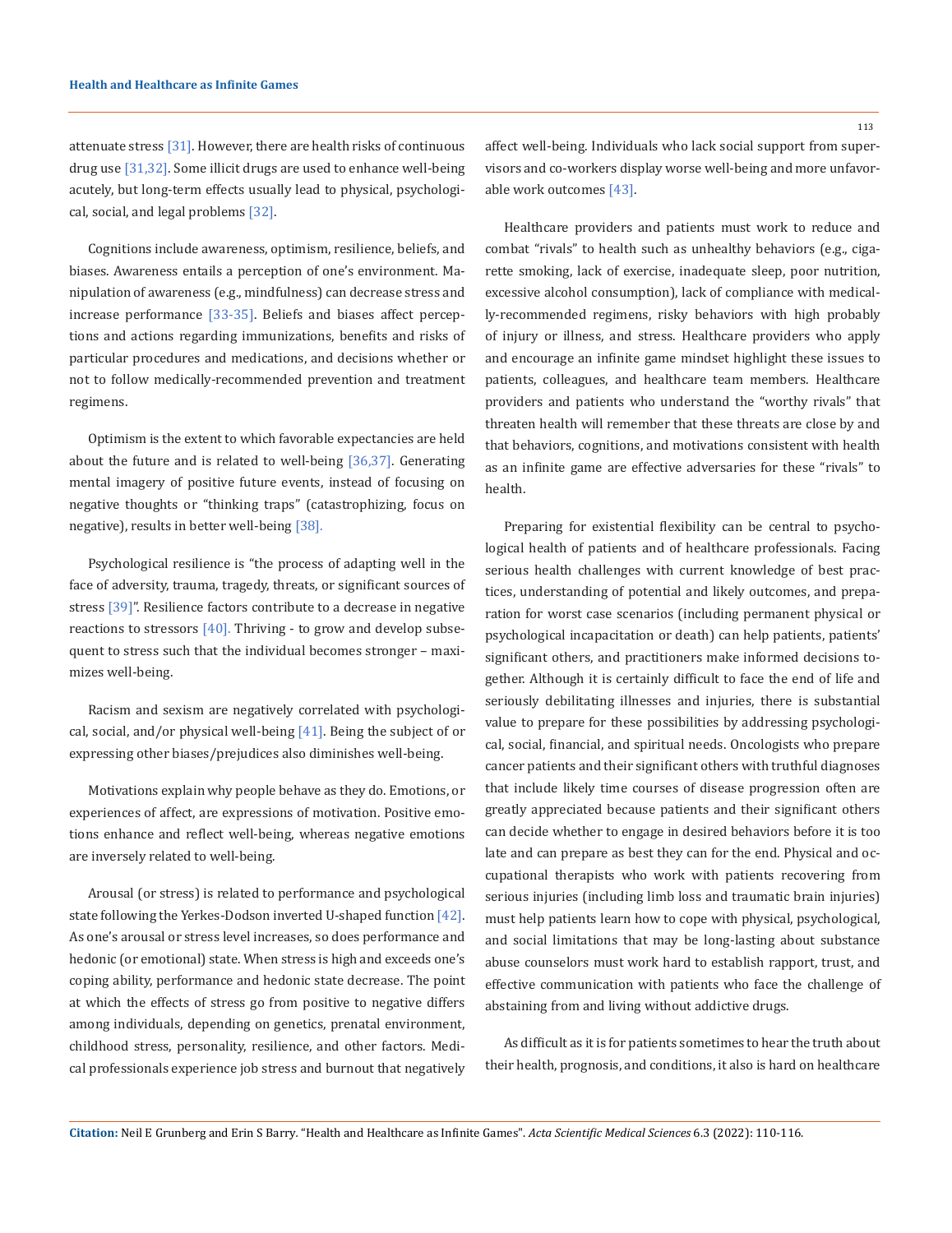attenuate stress [31]. However, there are health risks of continuous drug use [31,32]. Some illicit drugs are used to enhance well-being acutely, but long-term effects usually lead to physical, psychological, social, and legal problems [32].

Cognitions include awareness, optimism, resilience, beliefs, and biases. Awareness entails a perception of one's environment. Manipulation of awareness (e.g., mindfulness) can decrease stress and increase performance [33-35]. Beliefs and biases affect perceptions and actions regarding immunizations, benefits and risks of particular procedures and medications, and decisions whether or not to follow medically-recommended prevention and treatment regimens.

Optimism is the extent to which favorable expectancies are held about the future and is related to well-being [36,37]. Generating mental imagery of positive future events, instead of focusing on negative thoughts or "thinking traps" (catastrophizing, focus on negative), results in better well-being [38].

Psychological resilience is "the process of adapting well in the face of adversity, trauma, tragedy, threats, or significant sources of stress [39]". Resilience factors contribute to a decrease in negative reactions to stressors [40]. Thriving - to grow and develop subsequent to stress such that the individual becomes stronger – maximizes well-being.

Racism and sexism are negatively correlated with psychological, social, and/or physical well-being [41]. Being the subject of or expressing other biases/prejudices also diminishes well-being.

Motivations explain why people behave as they do. Emotions, or experiences of affect, are expressions of motivation. Positive emotions enhance and reflect well-being, whereas negative emotions are inversely related to well-being.

Arousal (or stress) is related to performance and psychological state following the Yerkes-Dodson inverted U-shaped function [42]. As one's arousal or stress level increases, so does performance and hedonic (or emotional) state. When stress is high and exceeds one's coping ability, performance and hedonic state decrease. The point at which the effects of stress go from positive to negative differs among individuals, depending on genetics, prenatal environment, childhood stress, personality, resilience, and other factors. Medical professionals experience job stress and burnout that negatively affect well-being. Individuals who lack social support from supervisors and co-workers display worse well-being and more unfavorable work outcomes [43].

Healthcare providers and patients must work to reduce and combat "rivals" to health such as unhealthy behaviors (e.g., cigarette smoking, lack of exercise, inadequate sleep, poor nutrition, excessive alcohol consumption), lack of compliance with medically-recommended regimens, risky behaviors with high probably of injury or illness, and stress. Healthcare providers who apply and encourage an infinite game mindset highlight these issues to patients, colleagues, and healthcare team members. Healthcare providers and patients who understand the "worthy rivals" that threaten health will remember that these threats are close by and that behaviors, cognitions, and motivations consistent with health as an infinite game are effective adversaries for these "rivals" to health.

Preparing for existential flexibility can be central to psychological health of patients and of healthcare professionals. Facing serious health challenges with current knowledge of best practices, understanding of potential and likely outcomes, and preparation for worst case scenarios (including permanent physical or psychological incapacitation or death) can help patients, patients' significant others, and practitioners make informed decisions together. Although it is certainly difficult to face the end of life and seriously debilitating illnesses and injuries, there is substantial value to prepare for these possibilities by addressing psychological, social, financial, and spiritual needs. Oncologists who prepare cancer patients and their significant others with truthful diagnoses that include likely time courses of disease progression often are greatly appreciated because patients and their significant others can decide whether to engage in desired behaviors before it is too late and can prepare as best they can for the end. Physical and occupational therapists who work with patients recovering from serious injuries (including limb loss and traumatic brain injuries) must help patients learn how to cope with physical, psychological, and social limitations that may be long-lasting about substance abuse counselors must work hard to establish rapport, trust, and effective communication with patients who face the challenge of abstaining from and living without addictive drugs.

As difficult as it is for patients sometimes to hear the truth about their health, prognosis, and conditions, it also is hard on healthcare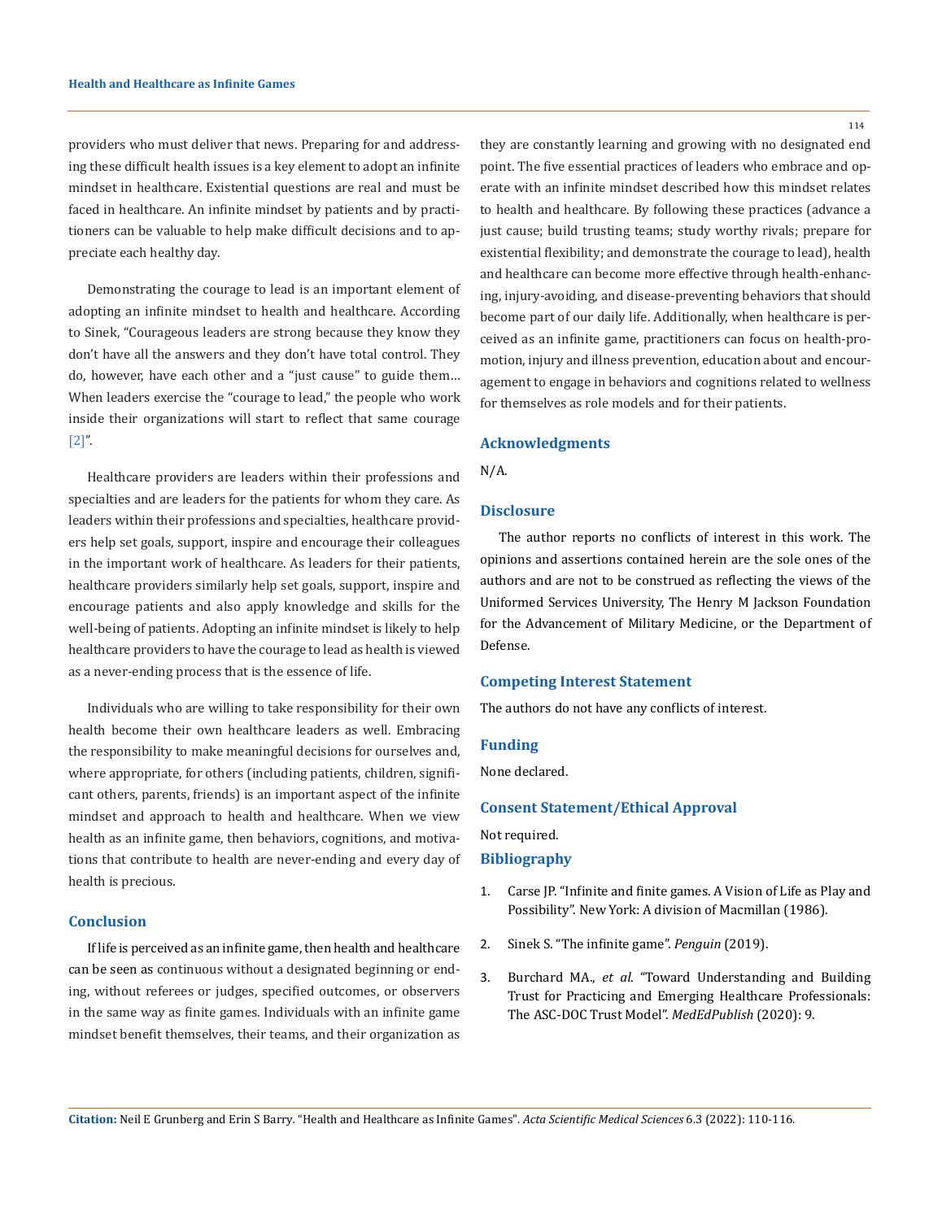providers who must deliver that news. Preparing for and addressing these difficult health issues is a key element to adopt an infinite mindset in healthcare. Existential questions are real and must be faced in healthcare. An infinite mindset by patients and by practitioners can be valuable to help make difficult decisions and to appreciate each healthy day.

Demonstrating the courage to lead is an important element of adopting an infinite mindset to health and healthcare. According to Sinek, "Courageous leaders are strong because they know they don't have all the answers and they don't have total control. They do, however, have each other and a "just cause" to guide them… When leaders exercise the "courage to lead," the people who work inside their organizations will start to reflect that same courage [2]".

Healthcare providers are leaders within their professions and specialties and are leaders for the patients for whom they care. As leaders within their professions and specialties, healthcare providers help set goals, support, inspire and encourage their colleagues in the important work of healthcare. As leaders for their patients, healthcare providers similarly help set goals, support, inspire and encourage patients and also apply knowledge and skills for the well-being of patients. Adopting an infinite mindset is likely to help healthcare providers to have the courage to lead as health is viewed as a never-ending process that is the essence of life.

Individuals who are willing to take responsibility for their own health become their own healthcare leaders as well. Embracing the responsibility to make meaningful decisions for ourselves and, where appropriate, for others (including patients, children, significant others, parents, friends) is an important aspect of the infinite mindset and approach to health and healthcare. When we view health as an infinite game, then behaviors, cognitions, and motivations that contribute to health are never-ending and every day of health is precious.

## Conclusion

If life is perceived as an infinite game, then health and healthcare can be seen as continuous without a designated beginning or ending, without referees or judges, specified outcomes, or observers in the same way as finite games. Individuals with an infinite game mindset benefit themselves, their teams, and their organization as they are constantly learning and growing with no designated end point. The five essential practices of leaders who embrace and operate with an infinite mindset described how this mindset relates to health and healthcare. By following these practices (advance a just cause; build trusting teams; study worthy rivals; prepare for existential flexibility; and demonstrate the courage to lead), health and healthcare can become more effective through health-enhancing, injury-avoiding, and disease-preventing behaviors that should become part of our daily life. Additionally, when healthcare is perceived as an infinite game, practitioners can focus on health-promotion, injury and illness prevention, education about and encouragement to engage in behaviors and cognitions related to wellness for themselves as role models and for their patients.

## Acknowledgments

N/A.

## Disclosure

The author reports no conflicts of interest in this work. The opinions and assertions contained herein are the sole ones of the authors and are not to be construed as reflecting the views of the Uniformed Services University, The Henry M Jackson Foundation for the Advancement of Military Medicine, or the Department of Defense.

## Competing Interest Statement

The authors do not have any conflicts of interest.

## Funding

None declared.

## Consent Statement/Ethical Approval

Not required.

## Bibliography

1. Carse JP. "Infinite and finite games. A Vision of Life as Play and Possibility". New York: A division of Macmillan (1986).
2. Sinek S. "The infinite game". *Penguin* (2019).
3. Burchard MA., *et al*. "Toward Understanding and Building Trust for Practicing and Emerging Healthcare Professionals: The ASC-DOC Trust Model". *MedEdPublish* (2020): 9.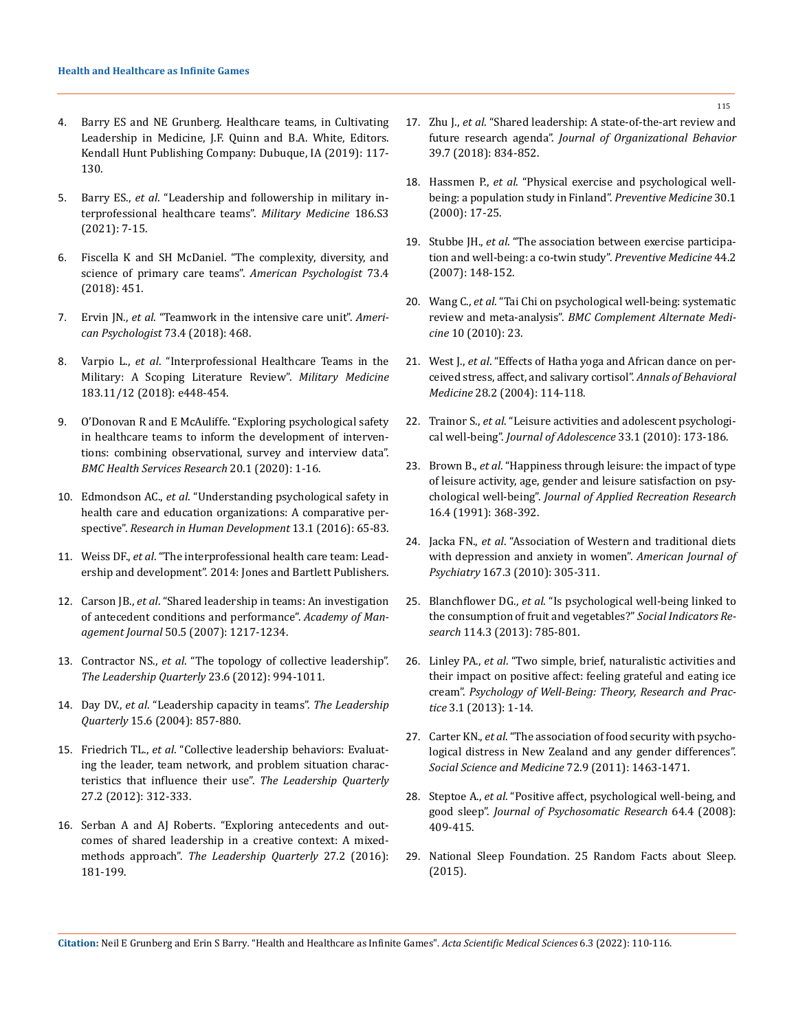4. Barry ES and NE Grunberg. Healthcare teams, in Cultivating Leadership in Medicine, J.F. Quinn and B.A. White, Editors. Kendall Hunt Publishing Company: Dubuque, IA (2019): 117-130.
5. Barry ES., *et al*. "Leadership and followership in military interprofessional healthcare teams". *Military Medicine* 186.S3 (2021): 7-15.
6. Fiscella K and SH McDaniel. "The complexity, diversity, and science of primary care teams". *American Psychologist* 73.4 (2018): 451.
7. Ervin JN., *et al*. "Teamwork in the intensive care unit". *American Psychologist* 73.4 (2018): 468.
8. Varpio L., *et al*. "Interprofessional Healthcare Teams in the Military: A Scoping Literature Review". *Military Medicine* 183.11/12 (2018): e448-454.
9. O'Donovan R and E McAuliffe. "Exploring psychological safety in healthcare teams to inform the development of interventions: combining observational, survey and interview data". *BMC Health Services Research* 20.1 (2020): 1-16.
10. Edmondson AC., *et al*. "Understanding psychological safety in health care and education organizations: A comparative perspective". *Research in Human Development* 13.1 (2016): 65-83.
11. Weiss DF., *et al*. "The interprofessional health care team: Leadership and development". 2014: Jones and Bartlett Publishers.
12. Carson JB., *et al*. "Shared leadership in teams: An investigation of antecedent conditions and performance". *Academy of Management Journal* 50.5 (2007): 1217-1234.
13. Contractor NS., *et al*. "The topology of collective leadership". *The Leadership Quarterly* 23.6 (2012): 994-1011.
14. Day DV., *et al*. "Leadership capacity in teams". *The Leadership Quarterly* 15.6 (2004): 857-880.
15. Friedrich TL., *et al*. "Collective leadership behaviors: Evaluating the leader, team network, and problem situation characteristics that influence their use". *The Leadership Quarterly* 27.2 (2012): 312-333.
16. Serban A and AJ Roberts. "Exploring antecedents and outcomes of shared leadership in a creative context: A mixed-methods approach". *The Leadership Quarterly* 27.2 (2016): 181-199.
17. Zhu J., *et al*. "Shared leadership: A state-of-the-art review and future research agenda". *Journal of Organizational Behavior* 39.7 (2018): 834-852.
18. Hassmen P., *et al*. "Physical exercise and psychological well-being: a population study in Finland". *Preventive Medicine* 30.1 (2000): 17-25.
19. Stubbe JH., *et al*. "The association between exercise participation and well-being: a co-twin study". *Preventive Medicine* 44.2 (2007): 148-152.
20. Wang C., *et al*. "Tai Chi on psychological well-being: systematic review and meta-analysis". *BMC Complement Alternate Medicine* 10 (2010): 23.
21. West J., *et al*. "Effects of Hatha yoga and African dance on perceived stress, affect, and salivary cortisol". *Annals of Behavioral Medicine* 28.2 (2004): 114-118.
22. Trainor S., *et al*. "Leisure activities and adolescent psychological well-being". *Journal of Adolescence* 33.1 (2010): 173-186.
23. Brown B., *et al*. "Happiness through leisure: the impact of type of leisure activity, age, gender and leisure satisfaction on psychological well-being". *Journal of Applied Recreation Research* 16.4 (1991): 368-392.
24. Jacka FN., *et al*. "Association of Western and traditional diets with depression and anxiety in women". *American Journal of Psychiatry* 167.3 (2010): 305-311.
25. Blanchflower DG., *et al*. "Is psychological well-being linked to the consumption of fruit and vegetables?" *Social Indicators Research* 114.3 (2013): 785-801.
26. Linley PA., *et al*. "Two simple, brief, naturalistic activities and their impact on positive affect: feeling grateful and eating ice cream". *Psychology of Well-Being: Theory, Research and Practice* 3.1 (2013): 1-14.
27. Carter KN., *et al*. "The association of food security with psychological distress in New Zealand and any gender differences". *Social Science and Medicine* 72.9 (2011): 1463-1471.
28. Steptoe A., *et al*. "Positive affect, psychological well-being, and good sleep". *Journal of Psychosomatic Research* 64.4 (2008): 409-415.
29. National Sleep Foundation. 25 Random Facts about Sleep. (2015).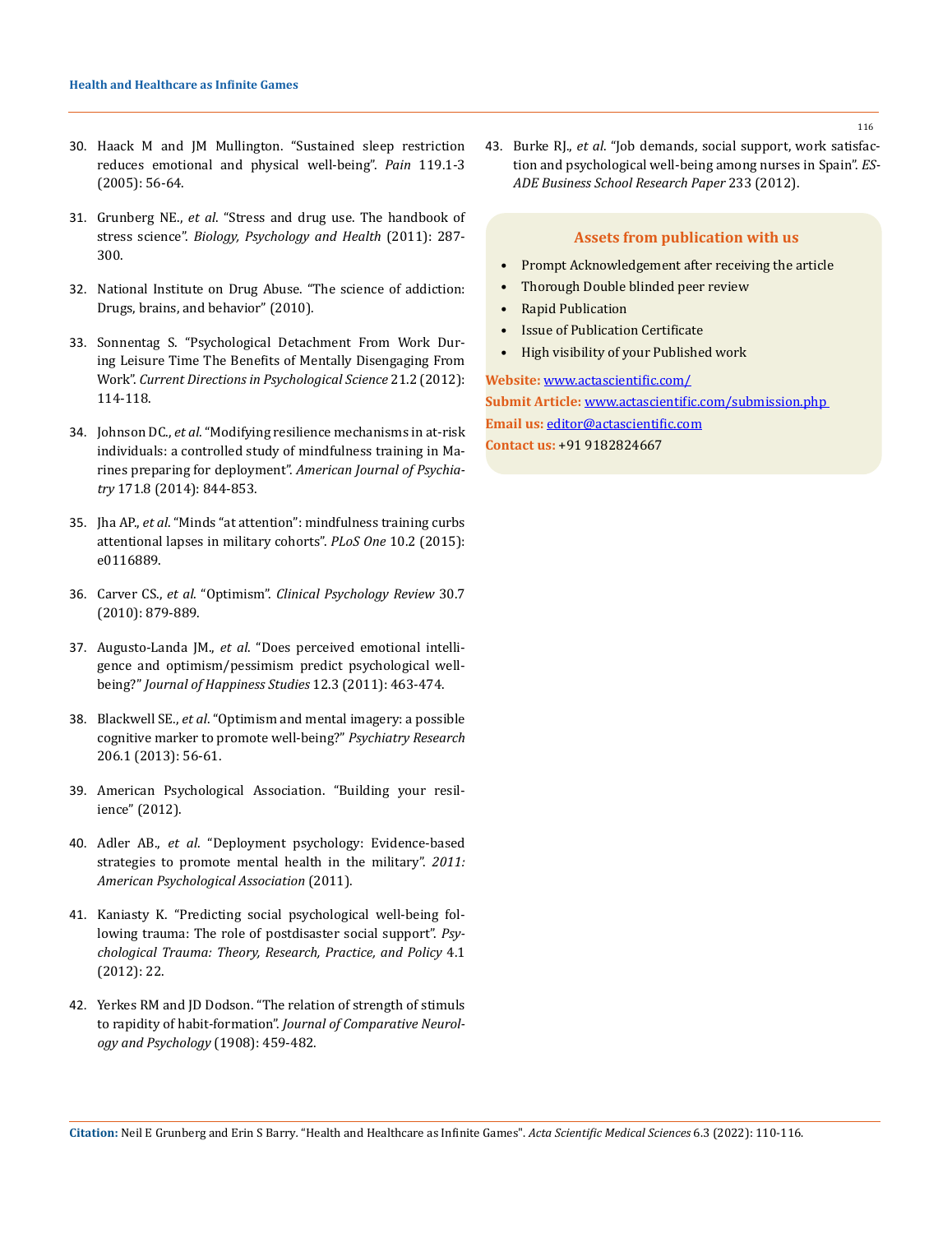30. Haack M and JM Mullington. "Sustained sleep restriction reduces emotional and physical well-being". *Pain* 119.1-3 (2005): 56-64.

31. Grunberg NE., *et al*. "Stress and drug use. The handbook of stress science". *Biology, Psychology and Health* (2011): 287-300.

32. National Institute on Drug Abuse. "The science of addiction: Drugs, brains, and behavior" (2010).

33. Sonnentag S. "Psychological Detachment From Work During Leisure Time The Benefits of Mentally Disengaging From Work". *Current Directions in Psychological Science* 21.2 (2012): 114-118.

34. Johnson DC., *et al*. "Modifying resilience mechanisms in at-risk individuals: a controlled study of mindfulness training in Marines preparing for deployment". *American Journal of Psychiatry* 171.8 (2014): 844-853.

35. Jha AP., *et al*. "Minds "at attention": mindfulness training curbs attentional lapses in military cohorts". *PLoS One* 10.2 (2015): e0116889.

36. Carver CS., *et al*. "Optimism". *Clinical Psychology Review* 30.7 (2010): 879-889.

37. Augusto-Landa JM., *et al*. "Does perceived emotional intelligence and optimism/pessimism predict psychological well-being?" *Journal of Happiness Studies* 12.3 (2011): 463-474.

38. Blackwell SE., *et al*. "Optimism and mental imagery: a possible cognitive marker to promote well-being?" *Psychiatry Research* 206.1 (2013): 56-61.

39. American Psychological Association. "Building your resilience" (2012).

40. Adler AB., *et al*. "Deployment psychology: Evidence-based strategies to promote mental health in the military". *2011: American Psychological Association* (2011).

41. Kaniasty K. "Predicting social psychological well-being following trauma: The role of postdisaster social support". *Psychological Trauma: Theory, Research, Practice, and Policy* 4.1 (2012): 22.

42. Yerkes RM and JD Dodson. "The relation of strength of stimuls to rapidity of habit-formation". *Journal of Comparative Neurology and Psychology* (1908): 459-482.

43. Burke RJ., *et al*. "Job demands, social support, work satisfaction and psychological well-being among nurses in Spain". *ESADE Business School Research Paper* 233 (2012).

**Assets from publication with us**

- Prompt Acknowledgement after receiving the article
- Thorough Double blinded peer review
- Rapid Publication
- Issue of Publication Certificate
- High visibility of your Published work

**Website:** www.actascientific.com/

**Submit Article:** www.actascientific.com/submission.php

**Email us:** editor@actascientific.com

**Contact us:** +91 9182824667